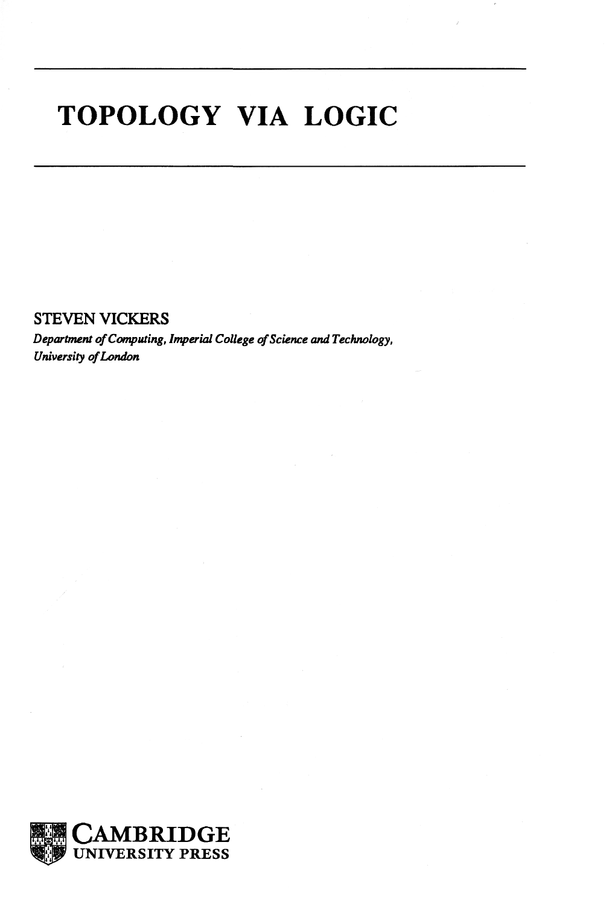# TOPOLOGY VIA LOGIC

STEVEN VICKERS

*Department of Computing, Imperial College of Science and Technology, University of London*

CAMBRIDGE
UNIVERSITY PRESS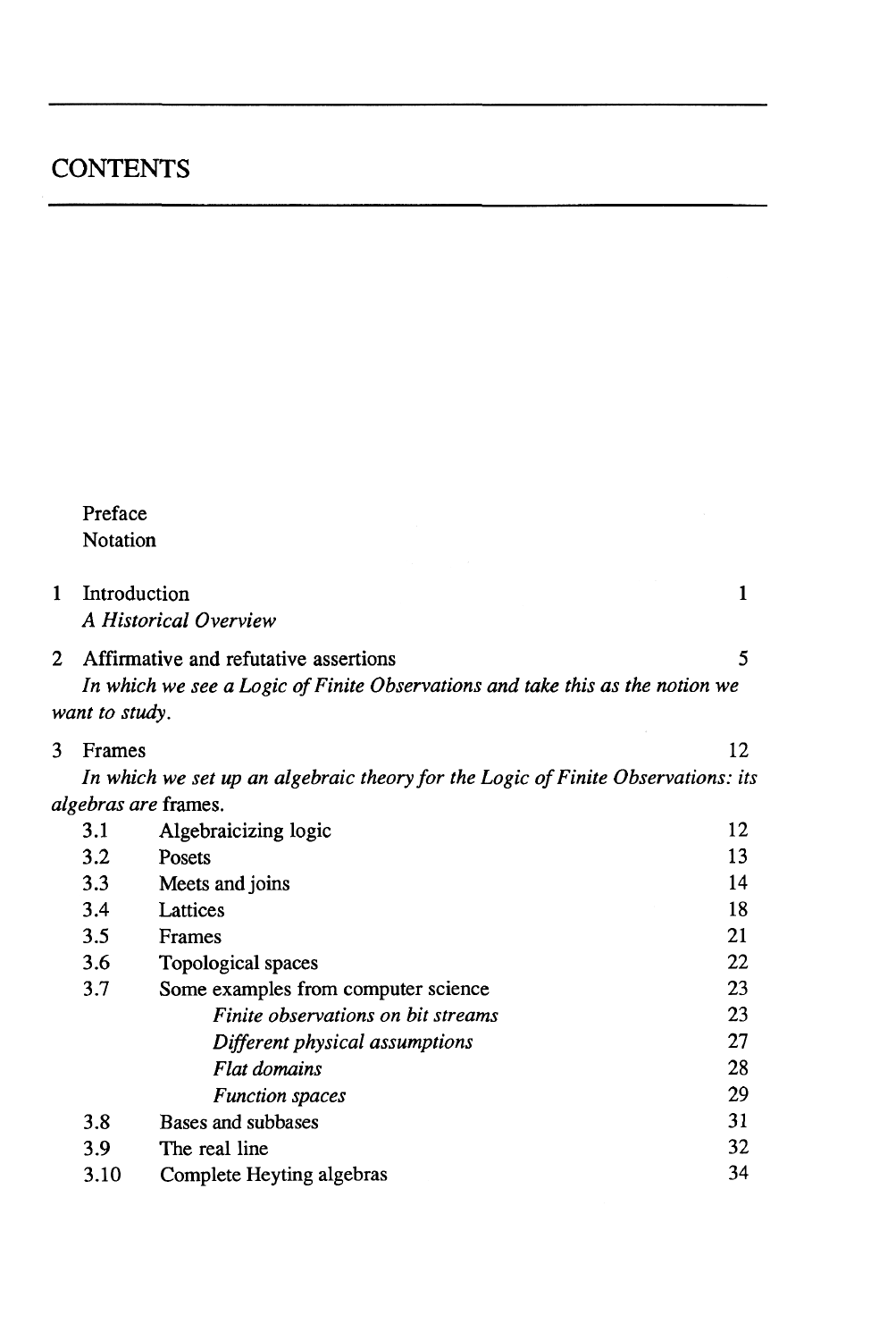# CONTENTS

Preface

Notation

1 Introduction 1

*A Historical Overview*

2 Affirmative and refutative assertions 5

*In which we see a Logic of Finite Observations and take this as the notion we want to study.*

3 Frames 12

*In which we set up an algebraic theory for the Logic of Finite Observations: its algebras are* frames.

| | | |
|---|---|---|
| 3.1 | Algebraicizing logic | 12 |
| 3.2 | Posets | 13 |
| 3.3 | Meets and joins | 14 |
| 3.4 | Lattices | 18 |
| 3.5 | Frames | 21 |
| 3.6 | Topological spaces | 22 |
| 3.7 | Some examples from computer science | 23 |
| | *Finite observations on bit streams* | 23 |
| | *Different physical assumptions* | 27 |
| | *Flat domains* | 28 |
| | *Function spaces* | 29 |
| 3.8 | Bases and subbases | 31 |
| 3.9 | The real line | 32 |
| 3.10 | Complete Heyting algebras | 34 |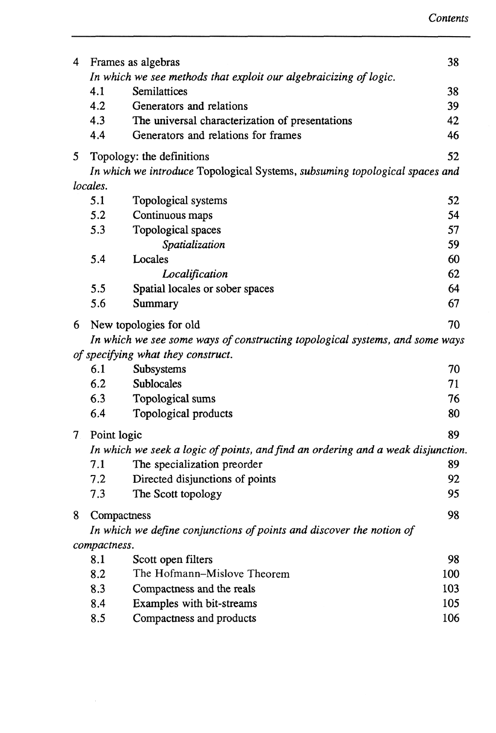| | | |
|---|---|---|
| **4** | **Frames as algebras** | **38** |
| | *In which we see methods that exploit our algebraicizing of logic.* | |
| 4.1 | Semilattices | 38 |
| 4.2 | Generators and relations | 39 |
| 4.3 | The universal characterization of presentations | 42 |
| 4.4 | Generators and relations for frames | 46 |
| **5** | **Topology: the definitions** | **52** |
| | *In which we introduce* Topological Systems, *subsuming topological spaces and locales.* | |
| 5.1 | Topological systems | 52 |
| 5.2 | Continuous maps | 54 |
| 5.3 | Topological spaces | 57 |
| | *Spatialization* | 59 |
| 5.4 | Locales | 60 |
| | *Localification* | 62 |
| 5.5 | Spatial locales or sober spaces | 64 |
| 5.6 | Summary | 67 |
| **6** | **New topologies for old** | **70** |
| | *In which we see some ways of constructing topological systems, and some ways of specifying what they construct.* | |
| 6.1 | Subsystems | 70 |
| 6.2 | Sublocales | 71 |
| 6.3 | Topological sums | 76 |
| 6.4 | Topological products | 80 |
| **7** | **Point logic** | **89** |
| | *In which we seek a logic of points, and find an ordering and a weak disjunction.* | |
| 7.1 | The specialization preorder | 89 |
| 7.2 | Directed disjunctions of points | 92 |
| 7.3 | The Scott topology | 95 |
| **8** | **Compactness** | **98** |
| | *In which we define conjunctions of points and discover the notion of compactness.* | |
| 8.1 | Scott open filters | 98 |
| 8.2 | The Hofmann–Mislove Theorem | 100 |
| 8.3 | Compactness and the reals | 103 |
| 8.4 | Examples with bit-streams | 105 |
| 8.5 | Compactness and products | 106 |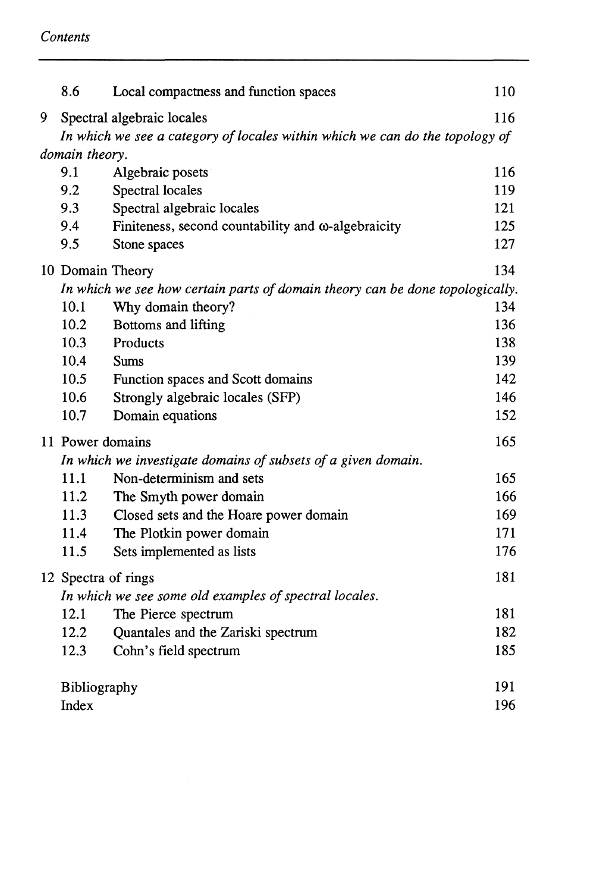| | | |
|---|---|---|
| 8.6 | Local compactness and function spaces | 110 |
| **9** | **Spectral algebraic locales** | **116** |
| | *In which we see a category of locales within which we can do the topology of domain theory.* | |
| 9.1 | Algebraic posets | 116 |
| 9.2 | Spectral locales | 119 |
| 9.3 | Spectral algebraic locales | 121 |
| 9.4 | Finiteness, second countability and ω-algebraicity | 125 |
| 9.5 | Stone spaces | 127 |
| **10** | **Domain Theory** | **134** |
| | *In which we see how certain parts of domain theory can be done topologically.* | |
| 10.1 | Why domain theory? | 134 |
| 10.2 | Bottoms and lifting | 136 |
| 10.3 | Products | 138 |
| 10.4 | Sums | 139 |
| 10.5 | Function spaces and Scott domains | 142 |
| 10.6 | Strongly algebraic locales (SFP) | 146 |
| 10.7 | Domain equations | 152 |
| **11** | **Power domains** | **165** |
| | *In which we investigate domains of subsets of a given domain.* | |
| 11.1 | Non-determinism and sets | 165 |
| 11.2 | The Smyth power domain | 166 |
| 11.3 | Closed sets and the Hoare power domain | 169 |
| 11.4 | The Plotkin power domain | 171 |
| 11.5 | Sets implemented as lists | 176 |
| **12** | **Spectra of rings** | **181** |
| | *In which we see some old examples of spectral locales.* | |
| 12.1 | The Pierce spectrum | 181 |
| 12.2 | Quantales and the Zariski spectrum | 182 |
| 12.3 | Cohn's field spectrum | 185 |
| | Bibliography | 191 |
| | Index | 196 |